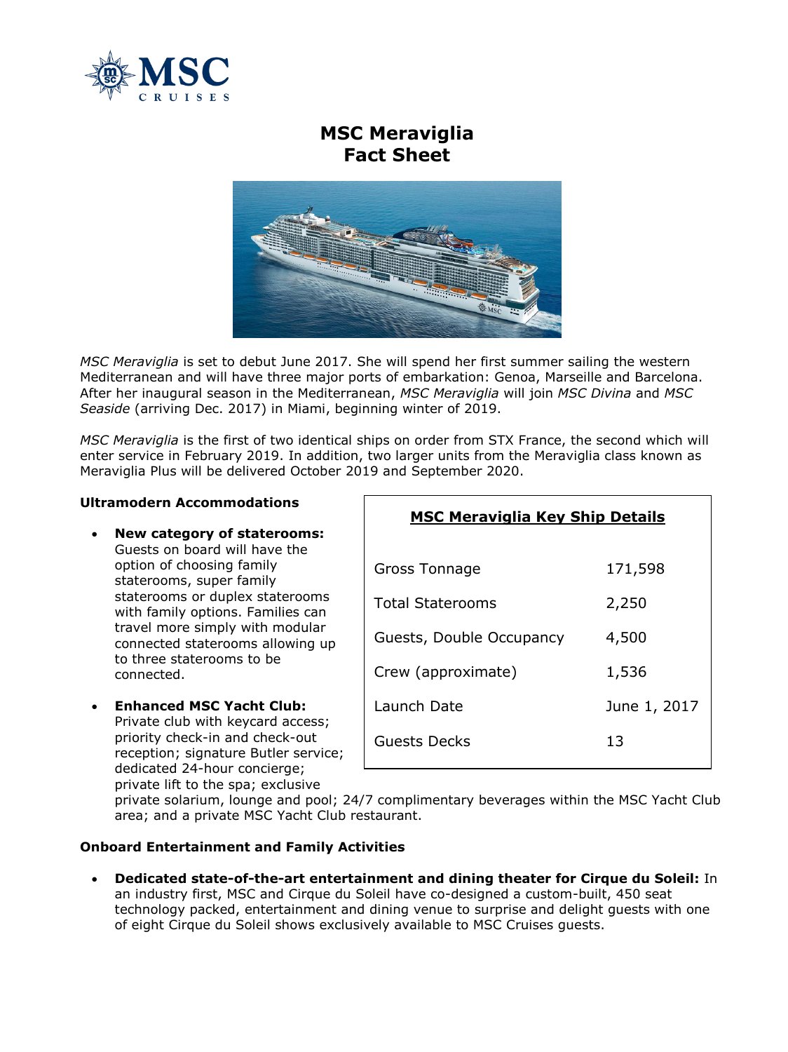# MSC Meraviglia Fact Sheet

*MSC Meraviglia* is set to debut June 2017. She will spend her first summer sailing the western Mediterranean and will have three major ports of embarkation: Genoa, Marseille and Barcelona. After her inaugural season in the Mediterranean, *MSC Meraviglia* will join *MSC Divina* and *MSC Seaside* (arriving Dec. 2017) in Miami, beginning winter of 2019.

*MSC Meraviglia* is the first of two identical ships on order from STX France, the second which will enter service in February 2019. In addition, two larger units from the Meraviglia class known as Meraviglia Plus will be delivered October 2019 and September 2020.

**MSC Meraviglia Key Ship Details**

| | |
|---|---|
| Gross Tonnage | 171,598 |
| Total Staterooms | 2,250 |
| Guests, Double Occupancy | 4,500 |
| Crew (approximate) | 1,536 |
| Launch Date | June 1, 2017 |
| Guests Decks | 13 |

**Ultramodern Accommodations**

- **New category of staterooms:** Guests on board will have the option of choosing family staterooms, super family staterooms or duplex staterooms with family options. Families can travel more simply with modular connected staterooms allowing up to three staterooms to be connected.
- **Enhanced MSC Yacht Club:** Private club with keycard access; priority check-in and check-out reception; signature Butler service; dedicated 24-hour concierge; private lift to the spa; exclusive private solarium, lounge and pool; 24/7 complimentary beverages within the MSC Yacht Club area; and a private MSC Yacht Club restaurant.

**Onboard Entertainment and Family Activities**

- **Dedicated state-of-the-art entertainment and dining theater for Cirque du Soleil:** In an industry first, MSC and Cirque du Soleil have co-designed a custom-built, 450 seat technology packed, entertainment and dining venue to surprise and delight guests with one of eight Cirque du Soleil shows exclusively available to MSC Cruises guests.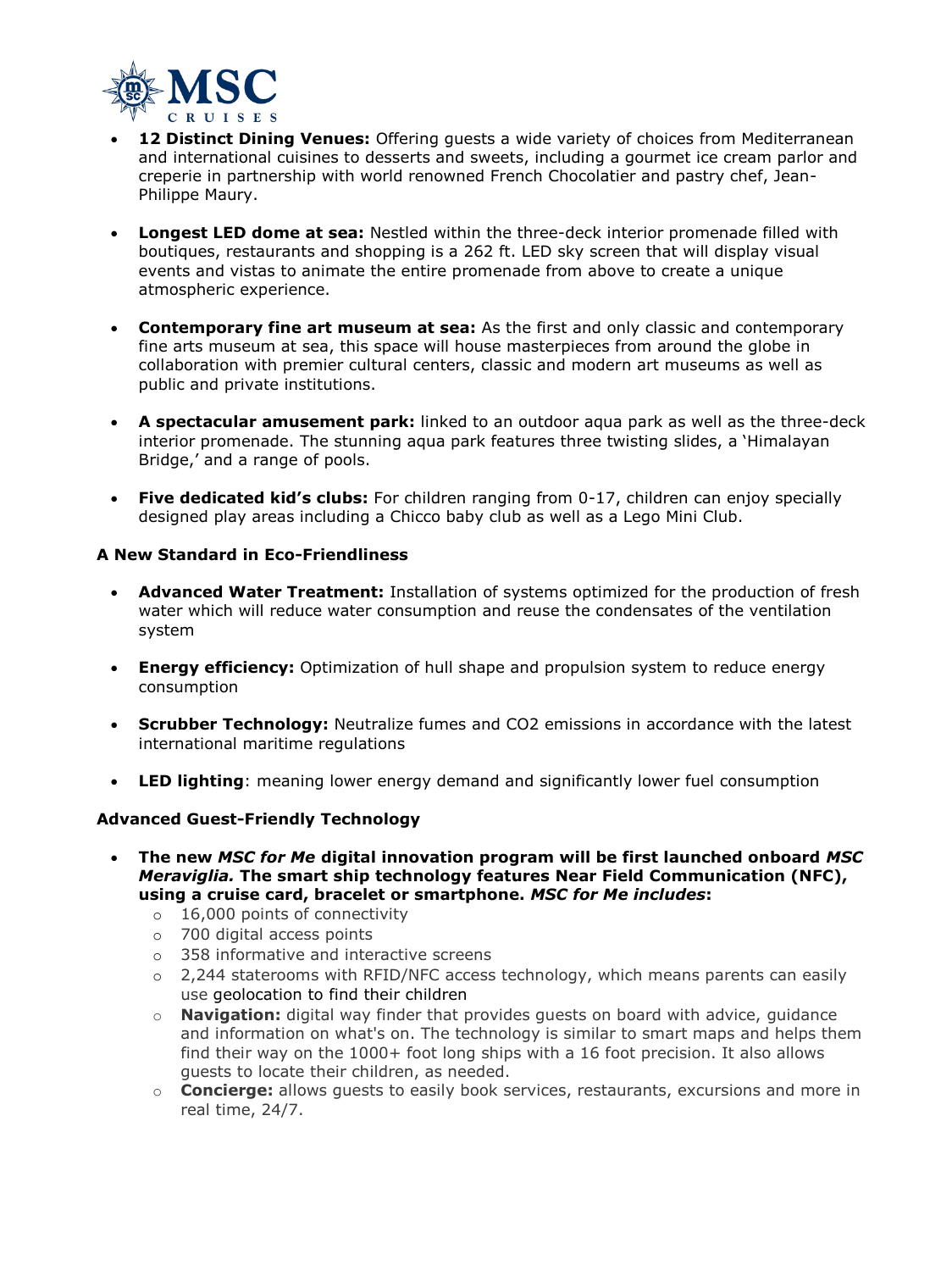- **12 Distinct Dining Venues:** Offering guests a wide variety of choices from Mediterranean and international cuisines to desserts and sweets, including a gourmet ice cream parlor and creperie in partnership with world renowned French Chocolatier and pastry chef, Jean-Philippe Maury.

- **Longest LED dome at sea:** Nestled within the three-deck interior promenade filled with boutiques, restaurants and shopping is a 262 ft. LED sky screen that will display visual events and vistas to animate the entire promenade from above to create a unique atmospheric experience.

- **Contemporary fine art museum at sea:** As the first and only classic and contemporary fine arts museum at sea, this space will house masterpieces from around the globe in collaboration with premier cultural centers, classic and modern art museums as well as public and private institutions.

- **A spectacular amusement park:** linked to an outdoor aqua park as well as the three-deck interior promenade. The stunning aqua park features three twisting slides, a 'Himalayan Bridge,' and a range of pools.

- **Five dedicated kid's clubs:** For children ranging from 0-17, children can enjoy specially designed play areas including a Chicco baby club as well as a Lego Mini Club.

**A New Standard in Eco-Friendliness**

- **Advanced Water Treatment:** Installation of systems optimized for the production of fresh water which will reduce water consumption and reuse the condensates of the ventilation system

- **Energy efficiency:** Optimization of hull shape and propulsion system to reduce energy consumption

- **Scrubber Technology:** Neutralize fumes and $CO_2$ emissions in accordance with the latest international maritime regulations

- **LED lighting**: meaning lower energy demand and significantly lower fuel consumption

**Advanced Guest-Friendly Technology**

- **The new *MSC for Me* digital innovation program will be first launched onboard *MSC Meraviglia.* The smart ship technology features Near Field Communication (NFC), using a cruise card, bracelet or smartphone. *MSC for Me includes*:**
  - 16,000 points of connectivity
  - 700 digital access points
  - 358 informative and interactive screens
  - 2,244 staterooms with RFID/NFC access technology, which means parents can easily use geolocation to find their children
  - **Navigation:** digital way finder that provides guests on board with advice, guidance and information on what's on. The technology is similar to smart maps and helps them find their way on the 1000+ foot long ships with a 16 foot precision. It also allows guests to locate their children, as needed.
  - **Concierge:** allows guests to easily book services, restaurants, excursions and more in real time, 24/7.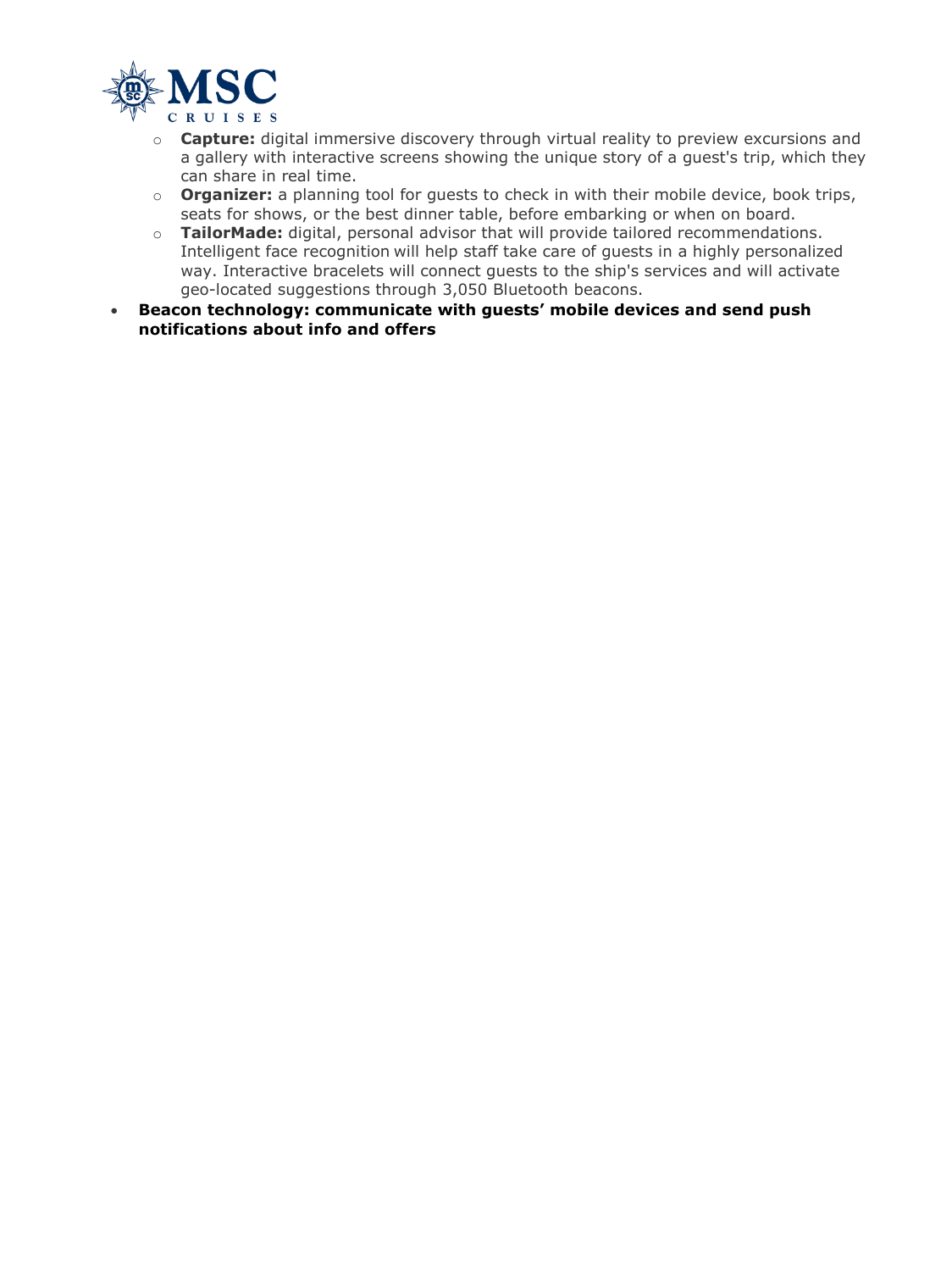- **Capture:** digital immersive discovery through virtual reality to preview excursions and a gallery with interactive screens showing the unique story of a guest's trip, which they can share in real time.
    - **Organizer:** a planning tool for guests to check in with their mobile device, book trips, seats for shows, or the best dinner table, before embarking or when on board.
    - **TailorMade:** digital, personal advisor that will provide tailored recommendations. Intelligent face recognition will help staff take care of guests in a highly personalized way. Interactive bracelets will connect guests to the ship's services and will activate geo-located suggestions through 3,050 Bluetooth beacons.
- **Beacon technology: communicate with guests' mobile devices and send push notifications about info and offers**